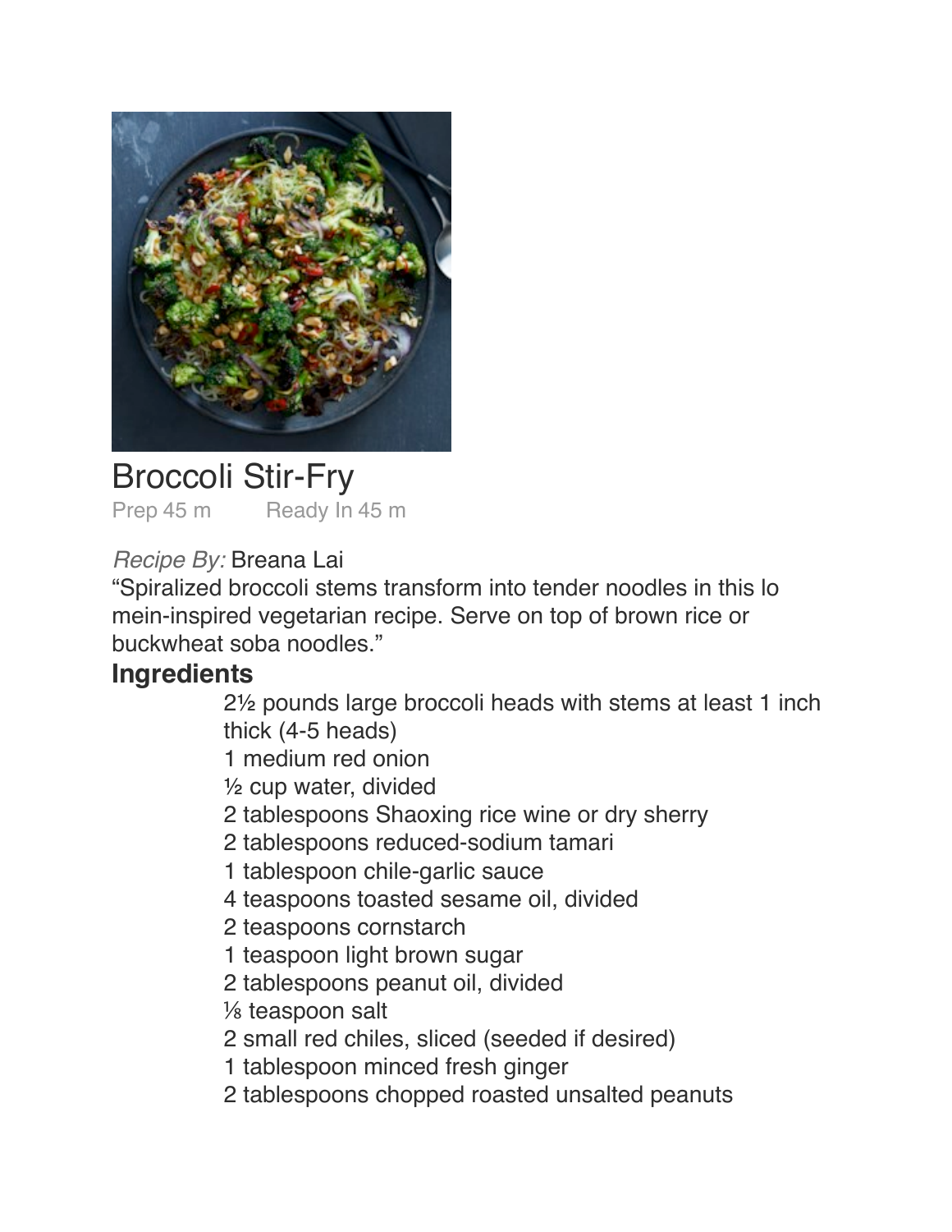# Broccoli Stir-Fry

Prep 45 m    Ready In 45 m

*Recipe By:* Breana Lai

"Spiralized broccoli stems transform into tender noodles in this lo mein-inspired vegetarian recipe. Serve on top of brown rice or buckwheat soba noodles."

## Ingredients

- 2½ pounds large broccoli heads with stems at least 1 inch thick (4-5 heads)
- 1 medium red onion
- ½ cup water, divided
- 2 tablespoons Shaoxing rice wine or dry sherry
- 2 tablespoons reduced-sodium tamari
- 1 tablespoon chile-garlic sauce
- 4 teaspoons toasted sesame oil, divided
- 2 teaspoons cornstarch
- 1 teaspoon light brown sugar
- 2 tablespoons peanut oil, divided
- ⅛ teaspoon salt
- 2 small red chiles, sliced (seeded if desired)
- 1 tablespoon minced fresh ginger
- 2 tablespoons chopped roasted unsalted peanuts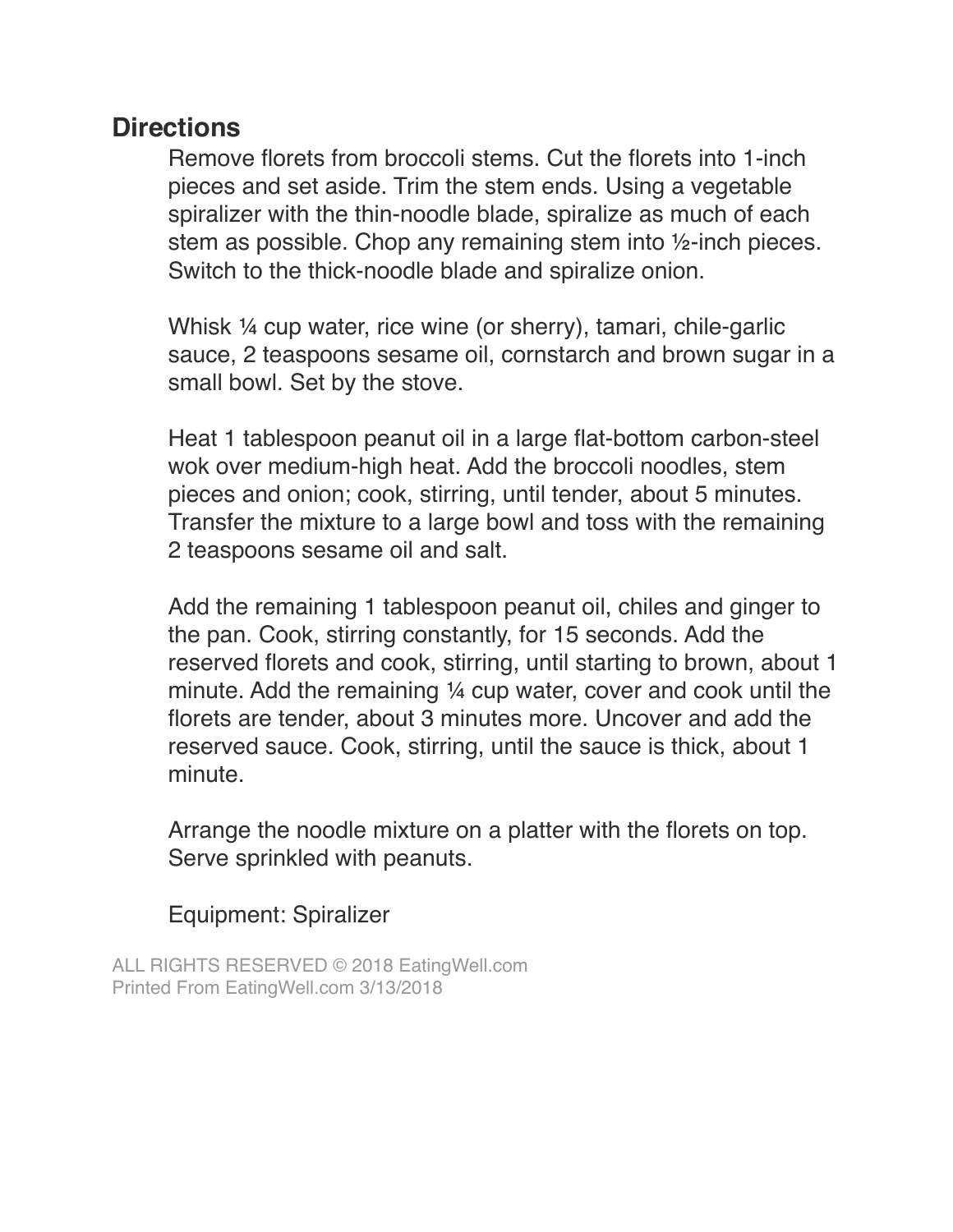## Directions

Remove florets from broccoli stems. Cut the florets into 1-inch pieces and set aside. Trim the stem ends. Using a vegetable spiralizer with the thin-noodle blade, spiralize as much of each stem as possible. Chop any remaining stem into ½-inch pieces. Switch to the thick-noodle blade and spiralize onion.

Whisk ¼ cup water, rice wine (or sherry), tamari, chile-garlic sauce, 2 teaspoons sesame oil, cornstarch and brown sugar in a small bowl. Set by the stove.

Heat 1 tablespoon peanut oil in a large flat-bottom carbon-steel wok over medium-high heat. Add the broccoli noodles, stem pieces and onion; cook, stirring, until tender, about 5 minutes. Transfer the mixture to a large bowl and toss with the remaining 2 teaspoons sesame oil and salt.

Add the remaining 1 tablespoon peanut oil, chiles and ginger to the pan. Cook, stirring constantly, for 15 seconds. Add the reserved florets and cook, stirring, until starting to brown, about 1 minute. Add the remaining ¼ cup water, cover and cook until the florets are tender, about 3 minutes more. Uncover and add the reserved sauce. Cook, stirring, until the sauce is thick, about 1 minute.

Arrange the noodle mixture on a platter with the florets on top. Serve sprinkled with peanuts.

Equipment: Spiralizer

ALL RIGHTS RESERVED © 2018 EatingWell.com
Printed From EatingWell.com 3/13/2018